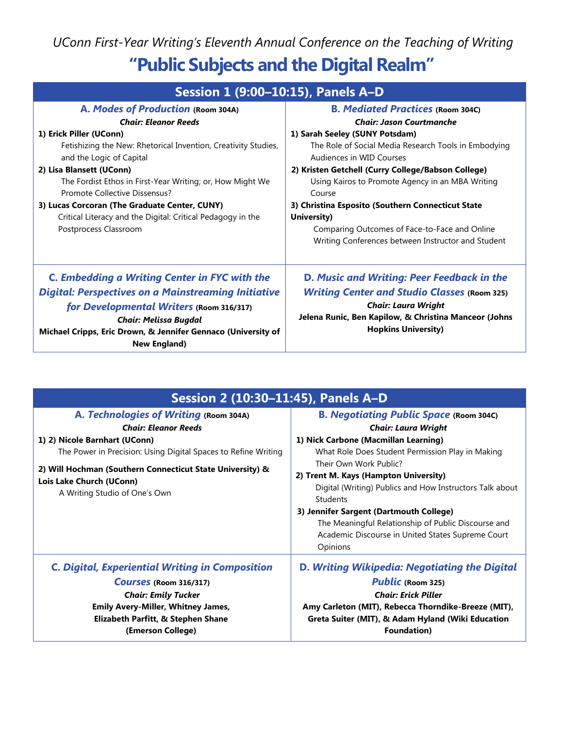*UConn First-Year Writing's Eleventh Annual Conference on the Teaching of Writing*

# "Public Subjects and the Digital Realm"

## Session 1 (9:00–10:15), Panels A–D

### A. *Modes of Production* (Room 304A)

***Chair: Eleanor Reeds***

**1) Erick Piller (UConn)**
Fetishizing the New: Rhetorical Invention, Creativity Studies, and the Logic of Capital

**2) Lisa Blansett (UConn)**
The Fordist Ethos in First-Year Writing; or, How Might We Promote Collective Dissensus?

**3) Lucas Corcoran (The Graduate Center, CUNY)**
Critical Literacy and the Digital: Critical Pedagogy in the Postprocess Classroom

### B. *Mediated Practices* (Room 304C)

***Chair: Jason Courtmanche***

**1) Sarah Seeley (SUNY Potsdam)**
The Role of Social Media Research Tools in Embodying Audiences in WID Courses

**2) Kristen Getchell (Curry College/Babson College)**
Using Kairos to Promote Agency in an MBA Writing Course

**3) Christina Esposito (Southern Connecticut State University)**
Comparing Outcomes of Face-to-Face and Online Writing Conferences between Instructor and Student

### C. *Embedding a Writing Center in FYC with the Digital: Perspectives on a Mainstreaming Initiative for Developmental Writers* (Room 316/317)

***Chair: Melissa Bugdal***

**Michael Cripps, Eric Drown, & Jennifer Gennaco (University of New England)**

### D. *Music and Writing: Peer Feedback in the Writing Center and Studio Classes* (Room 325)

***Chair: Laura Wright***

**Jelena Runic, Ben Kapilow, & Christina Manceor (Johns Hopkins University)**

## Session 2 (10:30–11:45), Panels A–D

### A. *Technologies of Writing* (Room 304A)

***Chair: Eleanor Reeds***

**1) 2) Nicole Barnhart (UConn)**
The Power in Precision: Using Digital Spaces to Refine Writing

**2) Will Hochman (Southern Connecticut State University) & Lois Lake Church (UConn)**
A Writing Studio of One's Own

### B. *Negotiating Public Space* (Room 304C)

***Chair: Laura Wright***

**1) Nick Carbone (Macmillan Learning)**
What Role Does Student Permission Play in Making Their Own Work Public?

**2) Trent M. Kays (Hampton University)**
Digital (Writing) Publics and How Instructors Talk about Students

**3) Jennifer Sargent (Dartmouth College)**
The Meaningful Relationship of Public Discourse and Academic Discourse in United States Supreme Court Opinions

### C. *Digital, Experiential Writing in Composition Courses* (Room 316/317)

***Chair: Emily Tucker***

**Emily Avery-Miller, Whitney James, Elizabeth Parfitt, & Stephen Shane (Emerson College)**

### D. *Writing Wikipedia: Negotiating the Digital Public* (Room 325)

***Chair: Erick Piller***

**Amy Carleton (MIT), Rebecca Thorndike-Breeze (MIT), Greta Suiter (MIT), & Adam Hyland (Wiki Education Foundation)**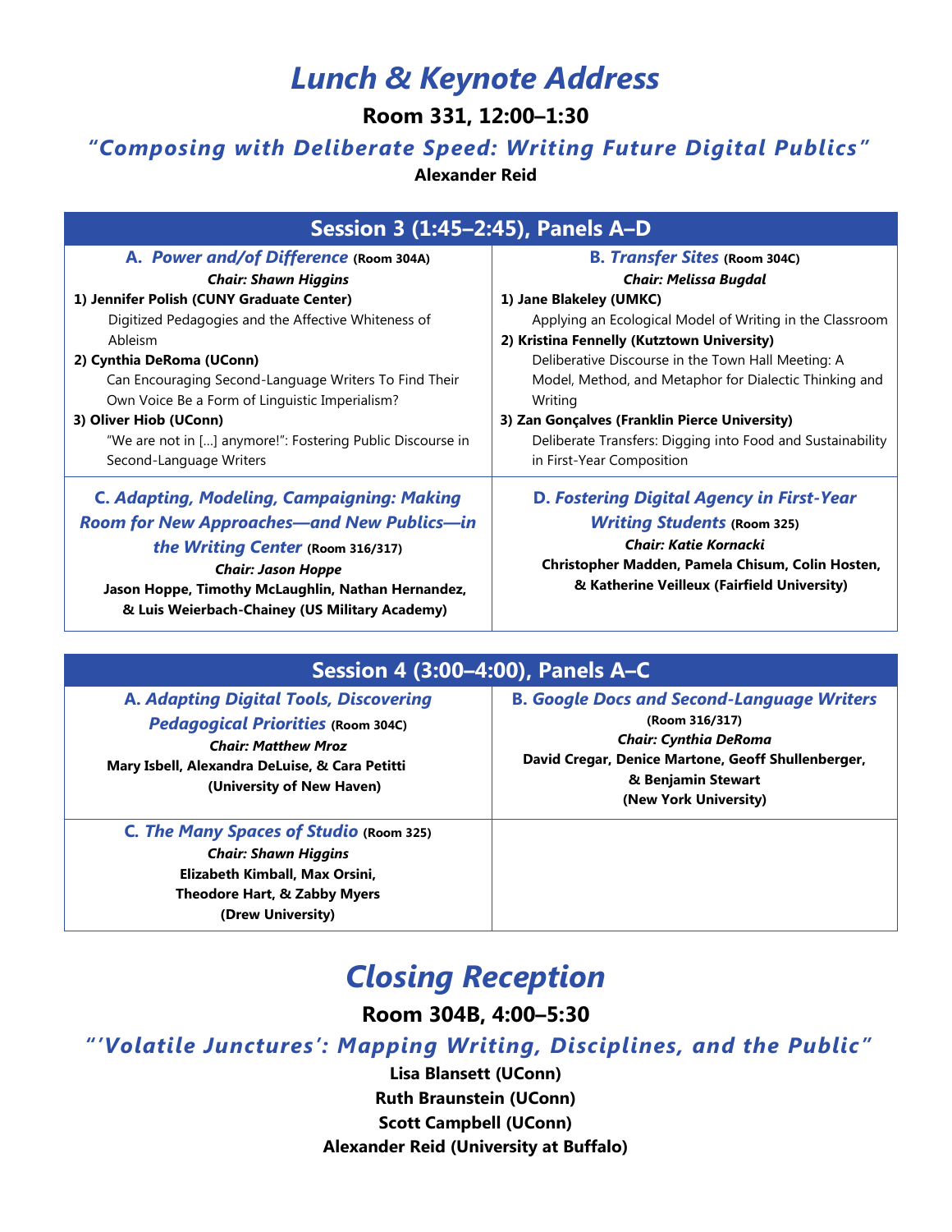# *Lunch & Keynote Address*

**Room 331, 12:00–1:30**

### *"Composing with Deliberate Speed: Writing Future Digital Publics"*

**Alexander Reid**

## Session 3 (1:45–2:45), Panels A–D

### A. *Power and/of Difference* (Room 304A)

***Chair: Shawn Higgins***

**1) Jennifer Polish (CUNY Graduate Center)**
Digitized Pedagogies and the Affective Whiteness of Ableism

**2) Cynthia DeRoma (UConn)**
Can Encouraging Second-Language Writers To Find Their Own Voice Be a Form of Linguistic Imperialism?

**3) Oliver Hiob (UConn)**
"We are not in [...] anymore!": Fostering Public Discourse in Second-Language Writers

### B. *Transfer Sites* (Room 304C)

***Chair: Melissa Bugdal***

**1) Jane Blakeley (UMKC)**
Applying an Ecological Model of Writing in the Classroom

**2) Kristina Fennelly (Kutztown University)**
Deliberative Discourse in the Town Hall Meeting: A Model, Method, and Metaphor for Dialectic Thinking and Writing

**3) Zan Gonçalves (Franklin Pierce University)**
Deliberate Transfers: Digging into Food and Sustainability in First-Year Composition

### C. *Adapting, Modeling, Campaigning: Making Room for New Approaches—and New Publics—in the Writing Center* (Room 316/317)

***Chair: Jason Hoppe***

**Jason Hoppe, Timothy McLaughlin, Nathan Hernandez, & Luis Weierbach-Chainey (US Military Academy)**

### D. *Fostering Digital Agency in First-Year Writing Students* (Room 325)

***Chair: Katie Kornacki***

**Christopher Madden, Pamela Chisum, Colin Hosten, & Katherine Veilleux (Fairfield University)**

## Session 4 (3:00–4:00), Panels A–C

### A. *Adapting Digital Tools, Discovering Pedagogical Priorities* (Room 304C)

***Chair: Matthew Mroz***

**Mary Isbell, Alexandra DeLuise, & Cara Petitti (University of New Haven)**

### B. *Google Docs and Second-Language Writers* (Room 316/317)

***Chair: Cynthia DeRoma***

**David Cregar, Denice Martone, Geoff Shullenberger, & Benjamin Stewart (New York University)**

### C. *The Many Spaces of Studio* (Room 325)

***Chair: Shawn Higgins***

**Elizabeth Kimball, Max Orsini, Theodore Hart, & Zabby Myers (Drew University)**

# *Closing Reception*

**Room 304B, 4:00–5:30**

### *"'Volatile Junctures': Mapping Writing, Disciplines, and the Public"*

**Lisa Blansett (UConn)**
**Ruth Braunstein (UConn)**
**Scott Campbell (UConn)**
**Alexander Reid (University at Buffalo)**